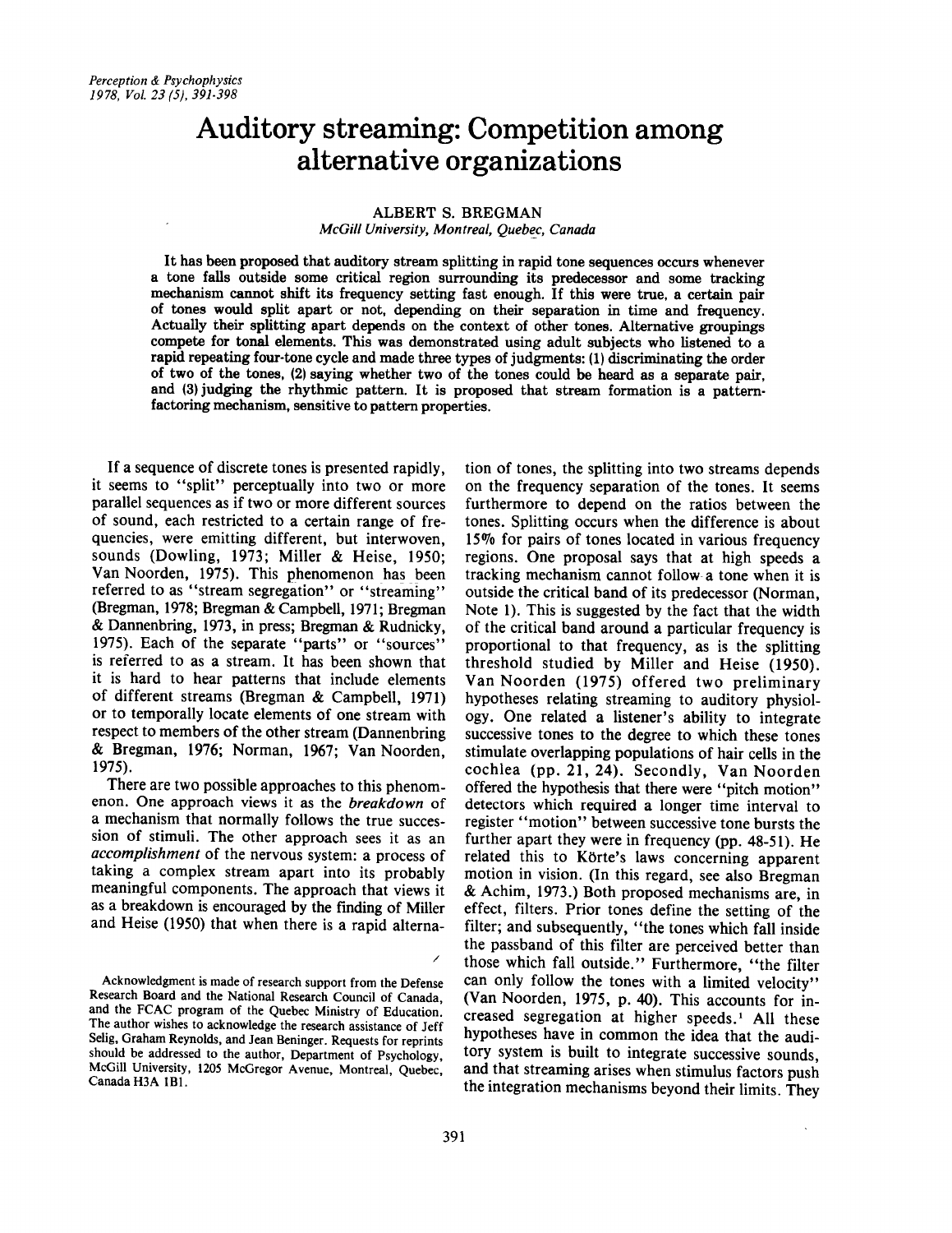# Auditory streaming: Competition among alternative organizations

ALBERT S. BREGMAN
*McGill University, Montreal, Quebec, Canada*

**It has been proposed that auditory stream splitting in rapid tone sequences occurs whenever a tone falls outside some critical region surrounding its predecessor and some tracking mechanism cannot shift its frequency setting fast enough. If this were true, a certain pair of tones would split apart or not, depending on their separation in time and frequency. Actually their splitting apart depends on the context of other tones. Alternative groupings compete for tonal elements. This was demonstrated using adult subjects who listened to a rapid repeating four-tone cycle and made three types of judgments: (1) discriminating the order of two of the tones, (2) saying whether two of the tones could be heard as a separate pair, and (3) judging the rhythmic pattern. It is proposed that stream formation is a pattern-factoring mechanism, sensitive to pattern properties.**

If a sequence of discrete tones is presented rapidly, it seems to "split" perceptually into two or more parallel sequences as if two or more different sources of sound, each restricted to a certain range of frequencies, were emitting different, but interwoven, sounds (Dowling, 1973; Miller & Heise, 1950; Van Noorden, 1975). This phenomenon has been referred to as "stream segregation" or "streaming" (Bregman, 1978; Bregman & Campbell, 1971; Bregman & Dannenbring, 1973, in press; Bregman & Rudnicky, 1975). Each of the separate "parts" or "sources" is referred to as a stream. It has been shown that it is hard to hear patterns that include elements of different streams (Bregman & Campbell, 1971) or to temporally locate elements of one stream with respect to members of the other stream (Dannenbring & Bregman, 1976; Norman, 1967; Van Noorden, 1975).

There are two possible approaches to this phenomenon. One approach views it as the *breakdown* of a mechanism that normally follows the true succession of stimuli. The other approach sees it as an *accomplishment* of the nervous system: a process of taking a complex stream apart into its probably meaningful components. The approach that views it as a breakdown is encouraged by the finding of Miller and Heise (1950) that when there is a rapid alternation of tones, the splitting into two streams depends on the frequency separation of the tones. It seems furthermore to depend on the ratios between the tones. Splitting occurs when the difference is about 15% for pairs of tones located in various frequency regions. One proposal says that at high speeds a tracking mechanism cannot follow a tone when it is outside the critical band of its predecessor (Norman, Note 1). This is suggested by the fact that the width of the critical band around a particular frequency is proportional to that frequency, as is the splitting threshold studied by Miller and Heise (1950). Van Noorden (1975) offered two preliminary hypotheses relating streaming to auditory physiology. One related a listener's ability to integrate successive tones to the degree to which these tones stimulate overlapping populations of hair cells in the cochlea (pp. 21, 24). Secondly, Van Noorden offered the hypothesis that there were "pitch motion" detectors which required a longer time interval to register "motion" between successive tone bursts the further apart they were in frequency (pp. 48-51). He related this to Körte's laws concerning apparent motion in vision. (In this regard, see also Bregman & Achim, 1973.) Both proposed mechanisms are, in effect, filters. Prior tones define the setting of the filter; and subsequently, "the tones which fall inside the passband of this filter are perceived better than those which fall outside." Furthermore, "the filter can only follow the tones with a limited velocity" (Van Noorden, 1975, p. 40). This accounts for increased segregation at higher speeds.[1] All these hypotheses have in common the idea that the auditory system is built to integrate successive sounds, and that streaming arises when stimulus factors push the integration mechanisms beyond their limits. They

Acknowledgment is made of research support from the Defense Research Board and the National Research Council of Canada, and the FCAC program of the Quebec Ministry of Education. The author wishes to acknowledge the research assistance of Jeff Selig, Graham Reynolds, and Jean Beninger. Requests for reprints should be addressed to the author, Department of Psychology, McGill University, 1205 McGregor Avenue, Montreal, Quebec, Canada H3A 1B1.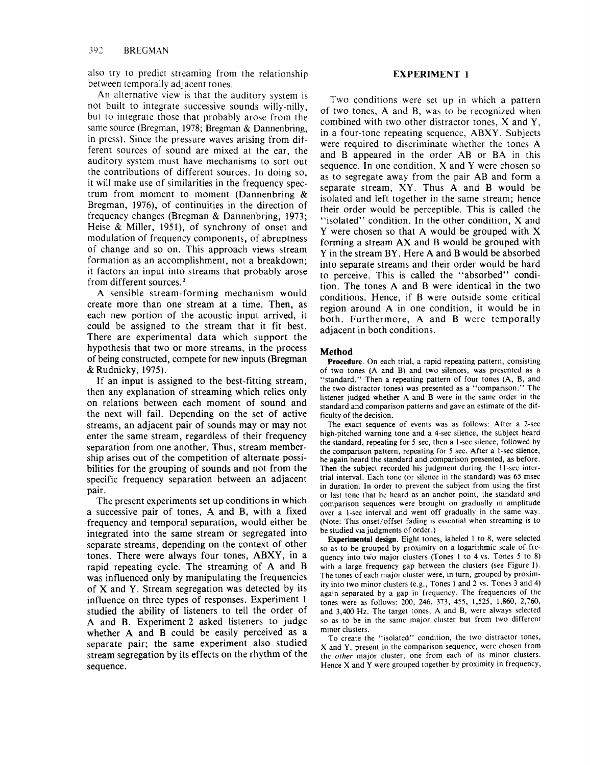also try to predict streaming from the relationship between temporally adjacent tones.

An alternative view is that the auditory system is not built to integrate successive sounds willy-nilly, but to integrate those that probably arose from the same source (Bregman, 1978; Bregman & Dannenbring, in press). Since the pressure waves arising from different sources of sound are mixed at the ear, the auditory system must have mechanisms to sort out the contributions of different sources. In doing so, it will make use of similarities in the frequency spectrum from moment to moment (Dannenbring & Bregman, 1976), of continuities in the direction of frequency changes (Bregman & Dannenbring, 1973; Heise & Miller, 1951), of synchrony of onset and modulation of frequency components, of abruptness of change and so on. This approach views stream formation as an accomplishment, not a breakdown; it factors an input into streams that probably arose from different sources.[2]

A sensible stream-forming mechanism would create more than one stream at a time. Then, as each new portion of the acoustic input arrived, it could be assigned to the stream that it fit best. There are experimental data which support the hypothesis that two or more streams, in the process of being constructed, compete for new inputs (Bregman & Rudnicky, 1975).

If an input is assigned to the best-fitting stream, then any explanation of streaming which relies only on relations between each moment of sound and the next will fail. Depending on the set of active streams, an adjacent pair of sounds may or may not enter the same stream, regardless of their frequency separation from one another. Thus, stream membership arises out of the competition of alternate possibilities for the grouping of sounds and not from the specific frequency separation between an adjacent pair.

The present experiments set up conditions in which a successive pair of tones, A and B, with a fixed frequency and temporal separation, would either be integrated into the same stream or segregated into separate streams, depending on the context of other tones. There were always four tones, ABXY, in a rapid repeating cycle. The streaming of A and B was influenced only by manipulating the frequencies of X and Y. Stream segregation was detected by its influence on three types of responses. Experiment 1 studied the ability of listeners to tell the order of A and B. Experiment 2 asked listeners to judge whether A and B could be easily perceived as a separate pair; the same experiment also studied stream segregation by its effects on the rhythm of the sequence.

## EXPERIMENT 1

Two conditions were set up in which a pattern of two tones, A and B, was to be recognized when combined with two other distractor tones, X and Y, in a four-tone repeating sequence, ABXY. Subjects were required to discriminate whether the tones A and B appeared in the order AB or BA in this sequence. In one condition, X and Y were chosen so as to segregate away from the pair AB and form a separate stream, XY. Thus A and B would be isolated and left together in the same stream; hence their order would be perceptible. This is called the "isolated" condition. In the other condition, X and Y were chosen so that A would be grouped with X forming a stream AX and B would be grouped with Y in the stream BY. Here A and B would be absorbed into separate streams and their order would be hard to perceive. This is called the "absorbed" condition. The tones A and B were identical in the two conditions. Hence, if B were outside some critical region around A in one condition, it would be in both. Furthermore, A and B were temporally adjacent in both conditions.

### Method

**Procedure.** On each trial, a rapid repeating pattern, consisting of two tones (A and B) and two silences, was presented as a "standard." Then a repeating pattern of four tones (A, B, and the two distractor tones) was presented as a "comparison." The listener judged whether A and B were in the same order in the standard and comparison patterns and gave an estimate of the difficulty of the decision.

The exact sequence of events was as follows: After a 2-sec high-pitched warning tone and a 4-sec silence, the subject heard the standard, repeating for 5 sec, then a 1-sec silence, followed by the comparison pattern, repeating for 5 sec. After a 1-sec silence, he again heard the standard and comparison presented, as before. Then the subject recorded his judgment during the 11-sec intertrial interval. Each tone (or silence in the standard) was 65 msec in duration. In order to prevent the subject from using the first or last tone that he heard as an anchor point, the standard and comparison sequences were brought on gradually in amplitude over a 1-sec interval and went off gradually in the same way. (Note: This onset/offset fading is essential when streaming is to be studied via judgments of order.)

**Experimental design.** Eight tones, labeled 1 to 8, were selected so as to be grouped by proximity on a logarithmic scale of frequency into two major clusters (Tones 1 to 4 vs. Tones 5 to 8) with a large frequency gap between the clusters (see Figure 1). The tones of each major cluster were, in turn, grouped by proximity into two minor clusters (e.g., Tones 1 and 2 vs. Tones 3 and 4) again separated by a gap in frequency. The frequencies of the tones were as follows: 200, 246, 373, 455, 1,525, 1,860, 2,760, and 3,400 Hz. The target tones, A and B, were always selected so as to be in the same major cluster but from two different minor clusters.

To create the "isolated" condition, the two distractor tones, X and Y, present in the comparison sequence, were chosen from the *other* major cluster, one from each of its minor clusters. Hence X and Y were grouped together by proximity in frequency,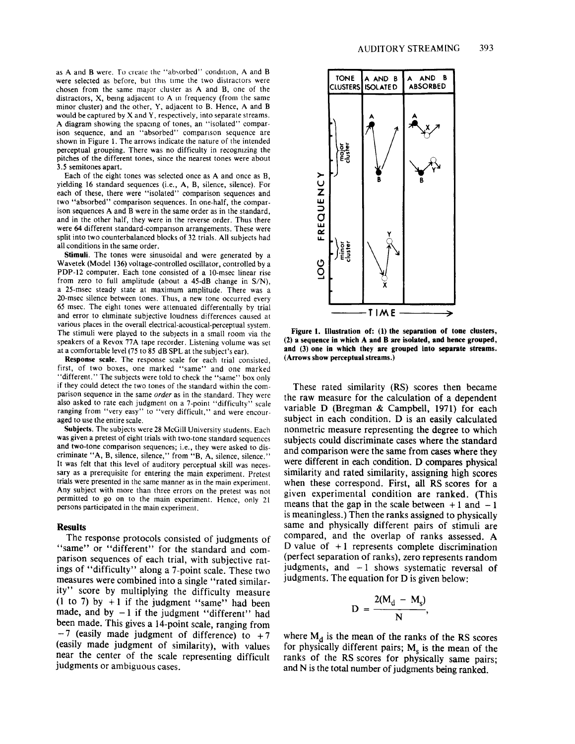as A and B were. To create the "absorbed" condition, A and B were selected as before, but this time the two distractors were chosen from the same major cluster as A and B, one of the distractors, X, being adjacent to A in frequency (from the same minor cluster) and the other, Y, adjacent to B. Hence, A and B would be captured by X and Y, respectively, into separate streams. A diagram showing the spacing of tones, an "isolated" comparison sequence, and an "absorbed" comparison sequence are shown in Figure 1. The arrows indicate the nature of the intended perceptual grouping. There was no difficulty in recognizing the pitches of the different tones, since the nearest tones were about 3.5 semitones apart.

Each of the eight tones was selected once as A and once as B, yielding 16 standard sequences (i.e., A, B, silence, silence). For each of these, there were "isolated" comparison sequences and two "absorbed" comparison sequences. In one-half, the comparison sequences A and B were in the same order as in the standard, and in the other half, they were in the reverse order. Thus there were 64 different standard-comparison arrangements. These were split into two counterbalanced blocks of 32 trials. All subjects had all conditions in the same order.

**Stimuli.** The tones were sinusoidal and were generated by a Wavetek (Model 136) voltage-controlled oscillator, controlled by a PDP-12 computer. Each tone consisted of a 10-msec linear rise from zero to full amplitude (about a 45-dB change in S/N), a 25-msec steady state at maximum amplitude. There was a 20-msec silence between tones. Thus, a new tone occurred every 65 msec. The eight tones were attenuated differentially by trial and error to eliminate subjective loudness differences caused at various places in the overall electrical-acoustical-perceptual system. The stimuli were played to the subjects in a small room via the speakers of a Revox 77A tape recorder. Listening volume was set at a comfortable level (75 to 85 dB SPL at the subject's ear).

**Response scale.** The response scale for each trial consisted, first, of two boxes, one marked "same" and one marked "different." The subjects were told to check the "same" box only if they could detect the two tones of the standard within the comparison sequence in the same *order* as in the standard. They were also asked to rate each judgment on a 7-point "difficulty" scale ranging from "very easy" to "very difficult," and were encouraged to use the entire scale.

**Subjects.** The subjects were 28 McGill University students. Each was given a pretest of eight trials with two-tone standard sequences and two-tone comparison sequences; i.e., they were asked to discriminate "A, B, silence, silence," from "B, A, silence, silence." It was felt that this level of auditory perceptual skill was necessary as a prerequisite for entering the main experiment. Pretest trials were presented in the same manner as in the main experiment. Any subject with more than three errors on the pretest was not permitted to go on to the main experiment. Hence, only 21 persons participated in the main experiment.

## Results

The response protocols consisted of judgments of "same" or "different" for the standard and comparison sequences of each trial, with subjective ratings of "difficulty" along a 7-point scale. These two measures were combined into a single "rated similarity" score by multiplying the difficulty measure (1 to 7) by +1 if the judgment "same" had been made, and by −1 if the judgment "different" had been made. This gives a 14-point scale, ranging from −7 (easily made judgment of difference) to +7 (easily made judgment of similarity), with values near the center of the scale representing difficult judgments or ambiguous cases.

TONE CLUSTERS | A AND B ISOLATED | A AND B ABSORBED

major cluster

minor cluster

A B Y X A X B Y

LOG FREQUENCY

TIME

**Figure 1. Illustration of: (1) the separation of tone clusters, (2) a sequence in which A and B are isolated, and hence grouped, and (3) one in which they are grouped into separate streams. (Arrows show perceptual streams.)**

These rated similarity (RS) scores then became the raw measure for the calculation of a dependent variable D (Bregman & Campbell, 1971) for each subject in each condition. D is an easily calculated nonmetric measure representing the degree to which subjects could discriminate cases where the standard and comparison were the same from cases where they were different in each condition. D compares physical similarity and rated similarity, assigning high scores when these correspond. First, all RS scores for a given experimental condition are ranked. (This means that the gap in the scale between +1 and −1 is meaningless.) Then the ranks assigned to physically same and physically different pairs of stimuli are compared, and the overlap of ranks assessed. A D value of +1 represents complete discrimination (perfect separation of ranks), zero represents random judgments, and −1 shows systematic reversal of judgments. The equation for D is given below:

$$D = \frac{2(M_d - M_s)}{N},$$

where $M_d$ is the mean of the ranks of the RS scores for physically different pairs; $M_s$ is the mean of the ranks of the RS scores for physically same pairs; and N is the total number of judgments being ranked.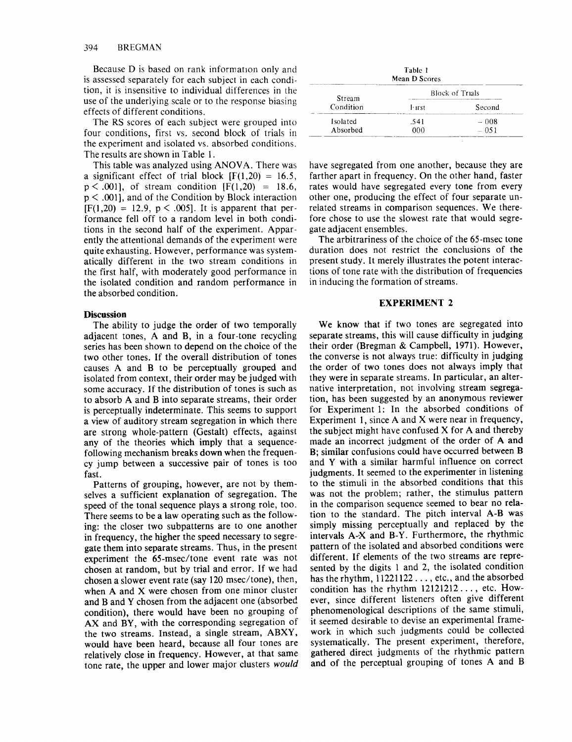Because D is based on rank information only and is assessed separately for each subject in each condition, it is insensitive to individual differences in the use of the underlying scale or to the response biasing effects of different conditions.

The RS scores of each subject were grouped into four conditions, first vs. second block of trials in the experiment and isolated vs. absorbed conditions. The results are shown in Table 1.

This table was analyzed using ANOVA. There was a significant effect of trial block [$F(1,20) = 16.5$, $p < .001$], of stream condition [$F(1,20) = 18.6$, $p < .001$], and of the Condition by Block interaction [$F(1,20) = 12.9$, $p < .005$]. It is apparent that performance fell off to a random level in both conditions in the second half of the experiment. Apparently the attentional demands of the experiment were quite exhausting. However, performance was systematically different in the two stream conditions in the first half, with moderately good performance in the isolated condition and random performance in the absorbed condition.

Table 1
Mean D Scores

| Stream Condition | Block of Trials | |
|---|---|---|
| | First | Second |
| Isolated | .541 | −.008 |
| Absorbed | .000 | −.051 |

### Discussion

The ability to judge the order of two temporally adjacent tones, A and B, in a four-tone recycling series has been shown to depend on the choice of the two other tones. If the overall distribution of tones causes A and B to be perceptually grouped and isolated from context, their order may be judged with some accuracy. If the distribution of tones is such as to absorb A and B into separate streams, their order is perceptually indeterminate. This seems to support a view of auditory stream segregation in which there are strong whole-pattern (Gestalt) effects, against any of the theories which imply that a sequence-following mechanism breaks down when the frequency jump between a successive pair of tones is too fast.

Patterns of grouping, however, are not by themselves a sufficient explanation of segregation. The speed of the tonal sequence plays a strong role, too. There seems to be a law operating such as the following: the closer two subpatterns are to one another in frequency, the higher the speed necessary to segregate them into separate streams. Thus, in the present experiment the 65-msec/tone event rate was not chosen at random, but by trial and error. If we had chosen a slower event rate (say 120 msec/tone), then, when A and X were chosen from one minor cluster and B and Y chosen from the adjacent one (absorbed condition), there would have been no grouping of AX and BY, with the corresponding segregation of the two streams. Instead, a single stream, ABXY, would have been heard, because all four tones are relatively close in frequency. However, at that same tone rate, the upper and lower major clusters *would* have segregated from one another, because they are farther apart in frequency. On the other hand, faster rates would have segregated every tone from every other one, producing the effect of four separate unrelated streams in comparison sequences. We therefore chose to use the slowest rate that would segregate adjacent ensembles.

The arbitrariness of the choice of the 65-msec tone duration does not restrict the conclusions of the present study. It merely illustrates the potent interactions of tone rate with the distribution of frequencies in inducing the formation of streams.

## EXPERIMENT 2

We know that if two tones are segregated into separate streams, this will cause difficulty in judging their order (Bregman & Campbell, 1971). However, the converse is not always true: difficulty in judging the order of two tones does not always imply that they were in separate streams. In particular, an alternative interpretation, not involving stream segregation, has been suggested by an anonymous reviewer for Experiment 1: In the absorbed conditions of Experiment 1, since A and X were near in frequency, the subject might have confused X for A and thereby made an incorrect judgment of the order of A and B; similar confusions could have occurred between B and Y with a similar harmful influence on correct judgments. It seemed to the experimenter in listening to the stimuli in the absorbed conditions that this was not the problem; rather, the stimulus pattern in the comparison sequence seemed to bear no relation to the standard. The pitch interval A-B was simply missing perceptually and replaced by the intervals A-X and B-Y. Furthermore, the rhythmic pattern of the isolated and absorbed conditions were different. If elements of the two streams are represented by the digits 1 and 2, the isolated condition has the rhythm, 11221122 . . . , etc., and the absorbed condition has the rhythm 12121212 . . . , etc. However, since different listeners often give different phenomenological descriptions of the same stimuli, it seemed desirable to devise an experimental framework in which such judgments could be collected systematically. The present experiment, therefore, gathered direct judgments of the rhythmic pattern and of the perceptual grouping of tones A and B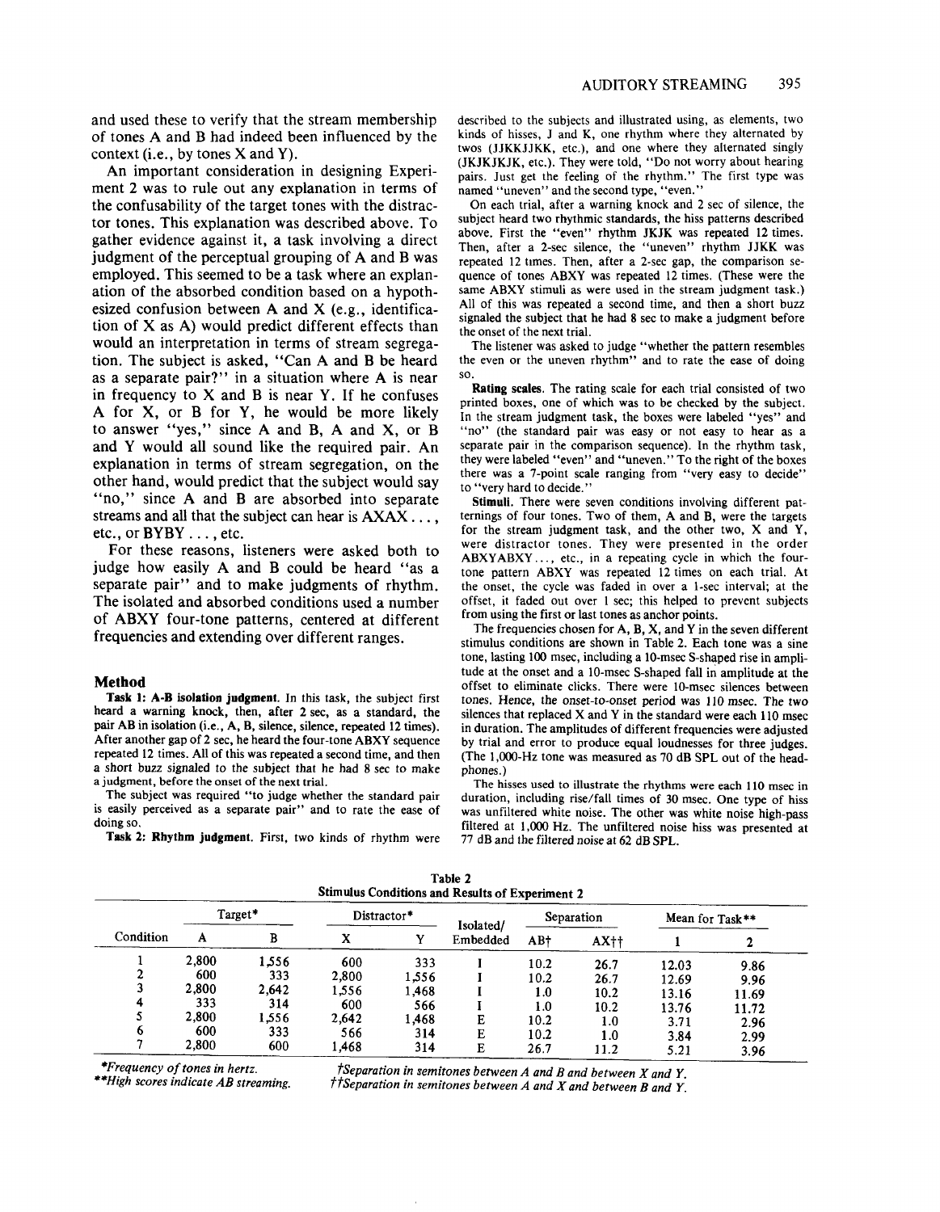and used these to verify that the stream membership of tones A and B had indeed been influenced by the context (i.e., by tones X and Y).

An important consideration in designing Experiment 2 was to rule out any explanation in terms of the confusability of the target tones with the distractor tones. This explanation was described above. To gather evidence against it, a task involving a direct judgment of the perceptual grouping of A and B was employed. This seemed to be a task where an explanation of the absorbed condition based on a hypothesized confusion between A and X (e.g., identification of X as A) would predict different effects than would an interpretation in terms of stream segregation. The subject is asked, "Can A and B be heard as a separate pair?" in a situation where A is near in frequency to X and B is near Y. If he confuses A for X, or B for Y, he would be more likely to answer "yes," since A and B, A and X, or B and Y would all sound like the required pair. An explanation in terms of stream segregation, on the other hand, would predict that the subject would say "no," since A and B are absorbed into separate streams and all that the subject can hear is AXAX . . . , etc., or BYBY . . . , etc.

For these reasons, listeners were asked both to judge how easily A and B could be heard "as a separate pair" and to make judgments of rhythm. The isolated and absorbed conditions used a number of ABXY four-tone patterns, centered at different frequencies and extending over different ranges.

## Method

**Task 1: A-B isolation judgment.** In this task, the subject first heard a warning knock, then, after 2 sec, as a standard, the pair AB in isolation (i.e., A, B, silence, silence, repeated 12 times). After another gap of 2 sec, he heard the four-tone ABXY sequence repeated 12 times. All of this was repeated a second time, and then a short buzz signaled to the subject that he had 8 sec to make a judgment, before the onset of the next trial.

The subject was required "to judge whether the standard pair is easily perceived as a separate pair" and to rate the ease of doing so.

**Task 2: Rhythm judgment.** First, two kinds of rhythm were described to the subjects and illustrated using, as elements, two kinds of hisses, J and K, one rhythm where they alternated by twos (JJKKJJKK, etc.), and one where they alternated singly (JKJKJKJK, etc.). They were told, "Do not worry about hearing pairs. Just get the feeling of the rhythm." The first type was named "uneven" and the second type, "even."

On each trial, after a warning knock and 2 sec of silence, the subject heard two rhythmic standards, the hiss patterns described above. First the "even" rhythm JKJK was repeated 12 times. Then, after a 2-sec silence, the "uneven" rhythm JJKK was repeated 12 times. Then, after a 2-sec gap, the comparison sequence of tones ABXY was repeated 12 times. (These were the same ABXY stimuli as were used in the stream judgment task.) All of this was repeated a second time, and then a short buzz signaled the subject that he had 8 sec to make a judgment before the onset of the next trial.

The listener was asked to judge "whether the pattern resembles the even or the uneven rhythm" and to rate the ease of doing so.

**Rating scales.** The rating scale for each trial consisted of two printed boxes, one of which was to be checked by the subject. In the stream judgment task, the boxes were labeled "yes" and "no" (the standard pair was easy or not easy to hear as a separate pair in the comparison sequence). In the rhythm task, they were labeled "even" and "uneven." To the right of the boxes there was a 7-point scale ranging from "very easy to decide" to "very hard to decide."

**Stimuli.** There were seven conditions involving different patternings of four tones. Two of them, A and B, were the targets for the stream judgment task, and the other two, X and Y, were distractor tones. They were presented in the order ABXYABXY . . . , etc., in a repeating cycle in which the four-tone pattern ABXY was repeated 12 times on each trial. At the onset, the cycle was faded in over a 1-sec interval; at the offset, it faded out over 1 sec; this helped to prevent subjects from using the first or last tones as anchor points.

The frequencies chosen for A, B, X, and Y in the seven different stimulus conditions are shown in Table 2. Each tone was a sine tone, lasting 100 msec, including a 10-msec S-shaped rise in amplitude at the onset and a 10-msec S-shaped fall in amplitude at the offset to eliminate clicks. There were 10-msec silences between tones. Hence, the onset-to-onset period was 110 msec. The two silences that replaced X and Y in the standard were each 110 msec in duration. The amplitudes of different frequencies were adjusted by trial and error to produce equal loudnesses for three judges. (The 1,000-Hz tone was measured as 70 dB SPL out of the headphones.)

The hisses used to illustrate the rhythms were each 110 msec in duration, including rise/fall times of 30 msec. One type of hiss was unfiltered white noise. The other was white noise high-pass filtered at 1,000 Hz. The unfiltered noise hiss was presented at 77 dB and the filtered noise at 62 dB SPL.

Table 2
Stimulus Conditions and Results of Experiment 2

| Condition | Target* | | Distractor* | | Isolated/ Embedded | Separation | | Mean for Task** | |
|---|---|---|---|---|---|---|---|---|---|
| | A | B | X | Y | | AB† | AX†† | 1 | 2 |
| 1 | 2,800 | 1,556 | 600 | 333 | I | 10.2 | 26.7 | 12.03 | 9.86 |
| 2 | 600 | 333 | 2,800 | 1,556 | I | 10.2 | 26.7 | 12.69 | 9.96 |
| 3 | 2,800 | 2,642 | 1,556 | 1,468 | I | 1.0 | 10.2 | 13.16 | 11.69 |
| 4 | 333 | 314 | 600 | 566 | I | 1.0 | 10.2 | 13.76 | 11.72 |
| 5 | 2,800 | 1,556 | 2,642 | 1,468 | E | 10.2 | 1.0 | 3.71 | 2.96 |
| 6 | 600 | 333 | 566 | 314 | E | 10.2 | 1.0 | 3.84 | 2.99 |
| 7 | 2,800 | 600 | 1,468 | 314 | E | 26.7 | 11.2 | 5.21 | 3.96 |

*Frequency of tones in hertz.
**High scores indicate AB streaming.
†Separation in semitones between A and B and between X and Y.
††Separation in semitones between A and X and between B and Y.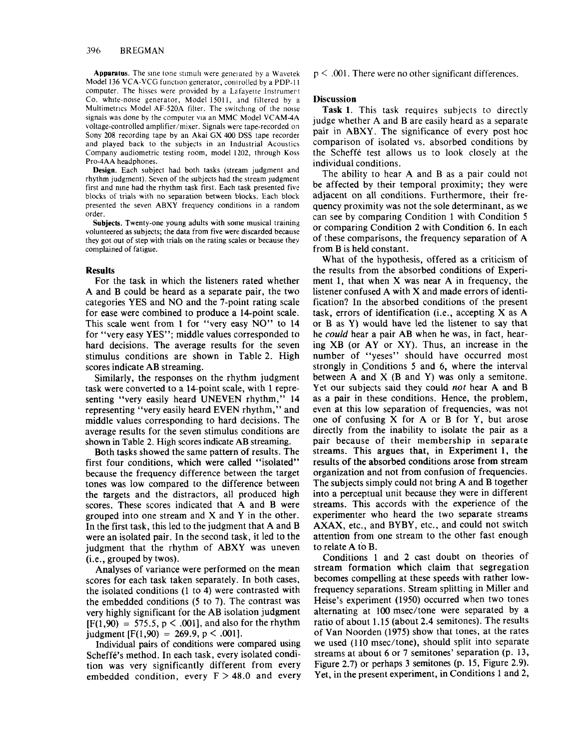**Apparatus.** The sine tone stimuli were generated by a Wavetek Model 136 VCA-VCG function generator, controlled by a PDP-11 computer. The hisses were provided by a Lafayette Instrument Co. white-noise generator, Model 15011, and filtered by a Multimetrics Model AF-520A filter. The switching of the noise signals was done by the computer via an MMC Model VCAM-4A voltage-controlled amplifier/mixer. Signals were tape-recorded on Sony 208 recording tape by an Akai GX 400 DSS tape recorder and played back to the subjects in an Industrial Acoustics Company audiometric testing room, model 1202, through Koss Pro-4AA headphones.

**Design.** Each subject had both tasks (stream judgment and rhythm judgment). Seven of the subjects had the stream judgment first and nine had the rhythm task first. Each task presented five blocks of trials with no separation between blocks. Each block presented the seven ABXY frequency conditions in a random order.

**Subjects.** Twenty-one young adults with some musical training volunteered as subjects; the data from five were discarded because they got out of step with trials on the rating scales or because they complained of fatigue.

### Results

For the task in which the listeners rated whether A and B could be heard as a separate pair, the two categories YES and NO and the 7-point rating scale for ease were combined to produce a 14-point scale. This scale went from 1 for "very easy NO" to 14 for "very easy YES"; middle values corresponded to hard decisions. The average results for the seven stimulus conditions are shown in Table 2. High scores indicate AB streaming.

Similarly, the responses on the rhythm judgment task were converted to a 14-point scale, with 1 representing "very easily heard UNEVEN rhythm," 14 representing "very easily heard EVEN rhythm," and middle values corresponding to hard decisions. The average results for the seven stimulus conditions are shown in Table 2. High scores indicate AB streaming.

Both tasks showed the same pattern of results. The first four conditions, which were called "isolated" because the frequency difference between the target tones was low compared to the difference between the targets and the distractors, all produced high scores. These scores indicated that A and B were grouped into one stream and X and Y in the other. In the first task, this led to the judgment that A and B were an isolated pair. In the second task, it led to the judgment that the rhythm of ABXY was uneven (i.e., grouped by twos).

Analyses of variance were performed on the mean scores for each task taken separately. In both cases, the isolated conditions (1 to 4) were contrasted with the embedded conditions (5 to 7). The contrast was very highly significant for the AB isolation judgment [$F(1,90) = 575.5$, $p < .001$], and also for the rhythm judgment [$F(1,90) = 269.9$, $p < .001$].

Individual pairs of conditions were compared using Scheffé's method. In each task, every isolated condition was very significantly different from every embedded condition, every $F > 48.0$ and every $p < .001$. There were no other significant differences.

### Discussion

**Task 1.** This task requires subjects to directly judge whether A and B are easily heard as a separate pair in ABXY. The significance of every post hoc comparison of isolated vs. absorbed conditions by the Scheffé test allows us to look closely at the individual conditions.

The ability to hear A and B as a pair could not be affected by their temporal proximity; they were adjacent on all conditions. Furthermore, their frequency proximity was not the sole determinant, as we can see by comparing Condition 1 with Condition 5 or comparing Condition 2 with Condition 6. In each of these comparisons, the frequency separation of A from B is held constant.

What of the hypothesis, offered as a criticism of the results from the absorbed conditions of Experiment 1, that when X was near A in frequency, the listener confused A with X and made errors of identification? In the absorbed conditions of the present task, errors of identification (i.e., accepting X as A or B as Y) would have led the listener to say that he *could* hear a pair AB when he was, in fact, hearing XB (or AY or XY). Thus, an increase in the number of "yeses" should have occurred most strongly in Conditions 5 and 6, where the interval between A and X (B and Y) was only a semitone. Yet our subjects said they could *not* hear A and B as a pair in these conditions. Hence, the problem, even at this low separation of frequencies, was not one of confusing X for A or B for Y, but arose directly from the inability to isolate the pair as a pair because of their membership in separate streams. This argues that, in Experiment 1, the results of the absorbed conditions arose from stream organization and not from confusion of frequencies. The subjects simply could not bring A and B together into a perceptual unit because they were in different streams. This accords with the experience of the experimenter who heard the two separate streams AXAX, etc., and BYBY, etc., and could not switch attention from one stream to the other fast enough to relate A to B.

Conditions 1 and 2 cast doubt on theories of stream formation which claim that segregation becomes compelling at these speeds with rather low-frequency separations. Stream splitting in Miller and Heise's experiment (1950) occurred when two tones alternating at 100 msec/tone were separated by a ratio of about 1.15 (about 2.4 semitones). The results of Van Noorden (1975) show that tones, at the rates we used (110 msec/tone), should split into separate streams at about 6 or 7 semitones' separation (p. 13, Figure 2.7) or perhaps 3 semitones (p. 15, Figure 2.9). Yet, in the present experiment, in Conditions 1 and 2,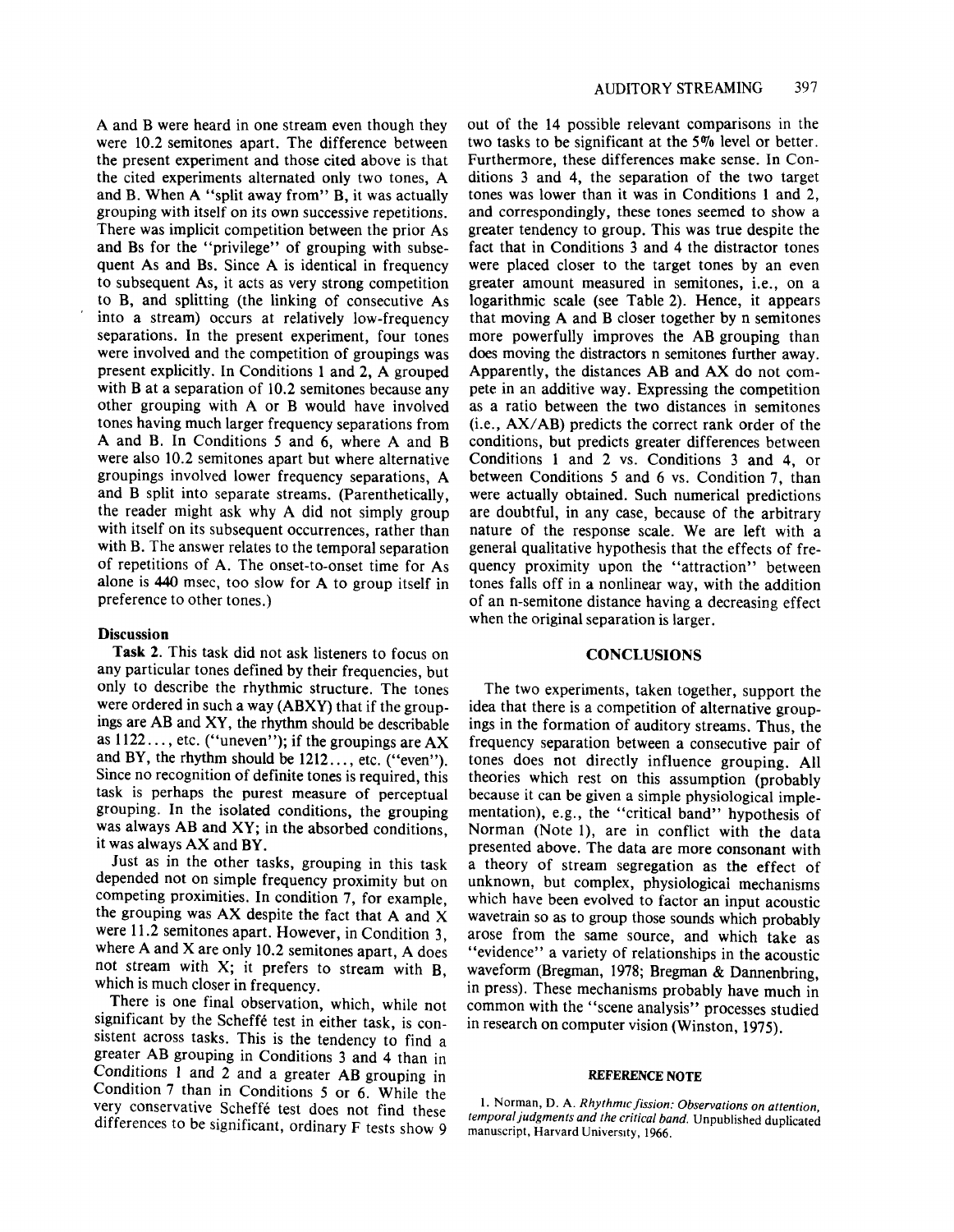A and B were heard in one stream even though they were 10.2 semitones apart. The difference between the present experiment and those cited above is that the cited experiments alternated only two tones, A and B. When A "split away from" B, it was actually grouping with itself on its own successive repetitions. There was implicit competition between the prior As and Bs for the "privilege" of grouping with subsequent As and Bs. Since A is identical in frequency to subsequent As, it acts as very strong competition to B, and splitting (the linking of consecutive As into a stream) occurs at relatively low-frequency separations. In the present experiment, four tones were involved and the competition of groupings was present explicitly. In Conditions 1 and 2, A grouped with B at a separation of 10.2 semitones because any other grouping with A or B would have involved tones having much larger frequency separations from A and B. In Conditions 5 and 6, where A and B were also 10.2 semitones apart but where alternative groupings involved lower frequency separations, A and B split into separate streams. (Parenthetically, the reader might ask why A did not simply group with itself on its subsequent occurrences, rather than with B. The answer relates to the temporal separation of repetitions of A. The onset-to-onset time for As alone is 440 msec, too slow for A to group itself in preference to other tones.)

### Discussion

**Task 2.** This task did not ask listeners to focus on any particular tones defined by their frequencies, but only to describe the rhythmic structure. The tones were ordered in such a way (ABXY) that if the groupings are AB and XY, the rhythm should be describable as 1122..., etc. ("uneven"); if the groupings are AX and BY, the rhythm should be 1212..., etc. ("even"). Since no recognition of definite tones is required, this task is perhaps the purest measure of perceptual grouping. In the isolated conditions, the grouping was always AB and XY; in the absorbed conditions, it was always AX and BY.

Just as in the other tasks, grouping in this task depended not on simple frequency proximity but on competing proximities. In condition 7, for example, the grouping was AX despite the fact that A and X were 11.2 semitones apart. However, in Condition 3, where A and X are only 10.2 semitones apart, A does not stream with X; it prefers to stream with B, which is much closer in frequency.

There is one final observation, which, while not significant by the Scheffé test in either task, is consistent across tasks. This is the tendency to find a greater AB grouping in Conditions 3 and 4 than in Conditions 1 and 2 and a greater AB grouping in Condition 7 than in Conditions 5 or 6. While the very conservative Scheffé test does not find these differences to be significant, ordinary F tests show 9 out of the 14 possible relevant comparisons in the two tasks to be significant at the 5% level or better. Furthermore, these differences make sense. In Conditions 3 and 4, the separation of the two target tones was lower than it was in Conditions 1 and 2, and correspondingly, these tones seemed to show a greater tendency to group. This was true despite the fact that in Conditions 3 and 4 the distractor tones were placed closer to the target tones by an even greater amount measured in semitones, i.e., on a logarithmic scale (see Table 2). Hence, it appears that moving A and B closer together by n semitones more powerfully improves the AB grouping than does moving the distractors n semitones further away. Apparently, the distances AB and AX do not compete in an additive way. Expressing the competition as a ratio between the two distances in semitones (i.e., AX/AB) predicts the correct rank order of the conditions, but predicts greater differences between Conditions 1 and 2 vs. Conditions 3 and 4, or between Conditions 5 and 6 vs. Condition 7, than were actually obtained. Such numerical predictions are doubtful, in any case, because of the arbitrary nature of the response scale. We are left with a general qualitative hypothesis that the effects of frequency proximity upon the "attraction" between tones falls off in a nonlinear way, with the addition of an n-semitone distance having a decreasing effect when the original separation is larger.

## CONCLUSIONS

The two experiments, taken together, support the idea that there is a competition of alternative groupings in the formation of auditory streams. Thus, the frequency separation between a consecutive pair of tones does not directly influence grouping. All theories which rest on this assumption (probably because it can be given a simple physiological implementation), e.g., the "critical band" hypothesis of Norman (Note 1), are in conflict with the data presented above. The data are more consonant with a theory of stream segregation as the effect of unknown, but complex, physiological mechanisms which have been evolved to factor an input acoustic wavetrain so as to group those sounds which probably arose from the same source, and which take as "evidence" a variety of relationships in the acoustic waveform (Bregman, 1978; Bregman & Dannenbring, in press). These mechanisms probably have much in common with the "scene analysis" processes studied in research on computer vision (Winston, 1975).

### REFERENCE NOTE

1. Norman, D. A. *Rhythmic fission: Observations on attention, temporal judgments and the critical band.* Unpublished duplicated manuscript, Harvard University, 1966.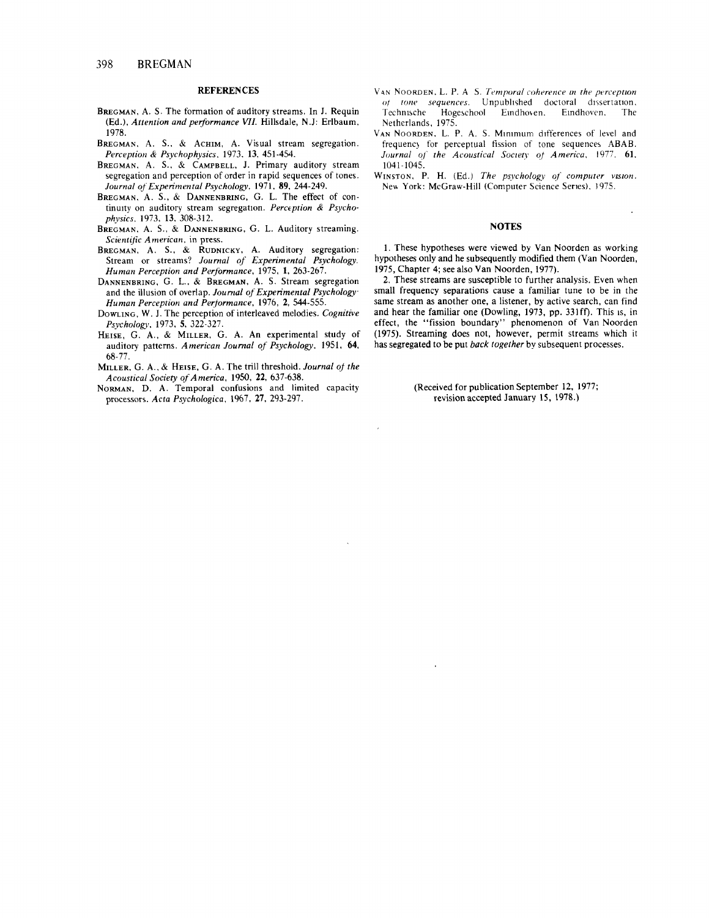## REFERENCES

BREGMAN, A. S. The formation of auditory streams. In J. Requin (Ed.), *Attention and performance VII.* Hillsdale, N.J: Erlbaum, 1978.

BREGMAN, A. S., & ACHIM, A. Visual stream segregation. *Perception & Psychophysics*, 1973, **13**, 451-454.

BREGMAN, A. S., & CAMPBELL, J. Primary auditory stream segregation and perception of order in rapid sequences of tones. *Journal of Experimental Psychology*, 1971, **89**, 244-249.

BREGMAN, A. S., & DANNENBRING, G. L. The effect of continuity on auditory stream segregation. *Perception & Psychophysics*, 1973, **13**, 308-312.

BREGMAN, A. S., & DANNENBRING, G. L. Auditory streaming. *Scientific American*, in press.

BREGMAN, A. S., & RUDNICKY, A. Auditory segregation: Stream or streams? *Journal of Experimental Psychology: Human Perception and Performance*, 1975, **1**, 263-267.

DANNENBRING, G. L., & BREGMAN, A. S. Stream segregation and the illusion of overlap. *Journal of Experimental Psychology: Human Perception and Performance*, 1976, **2**, 544-555.

DOWLING, W. J. The perception of interleaved melodies. *Cognitive Psychology*, 1973, **5**, 322-327.

HEISE, G. A., & MILLER, G. A. An experimental study of auditory patterns. *American Journal of Psychology*, 1951, **64**, 68-77.

MILLER, G. A., & HEISE, G. A. The trill threshold. *Journal of the Acoustical Society of America*, 1950, **22**, 637-638.

NORMAN, D. A. Temporal confusions and limited capacity processors. *Acta Psychologica*, 1967, **27**, 293-297.

VAN NOORDEN, L. P. A. S. *Temporal coherence in the perception of tone sequences.* Unpublished doctoral dissertation, Technische Hogeschool Eindhoven, Eindhoven, The Netherlands, 1975.

VAN NOORDEN, L. P. A. S. Minimum differences of level and frequency for perceptual fission of tone sequences ABAB. *Journal of the Acoustical Society of America*, 1977, **61**, 1041-1045.

WINSTON, P. H. (Ed.) *The psychology of computer vision.* New York: McGraw-Hill (Computer Science Series), 1975.

## NOTES

1. These hypotheses were viewed by Van Noorden as working hypotheses only and he subsequently modified them (Van Noorden, 1975, Chapter 4; see also Van Noorden, 1977).

2. These streams are susceptible to further analysis. Even when small frequency separations cause a familiar tune to be in the same stream as another one, a listener, by active search, can find and hear the familiar one (Dowling, 1973, pp. 331ff). This is, in effect, the "fission boundary" phenomenon of Van Noorden (1975). Streaming does not, however, permit streams which it has segregated to be put *back together* by subsequent processes.

(Received for publication September 12, 1977; revision accepted January 15, 1978.)